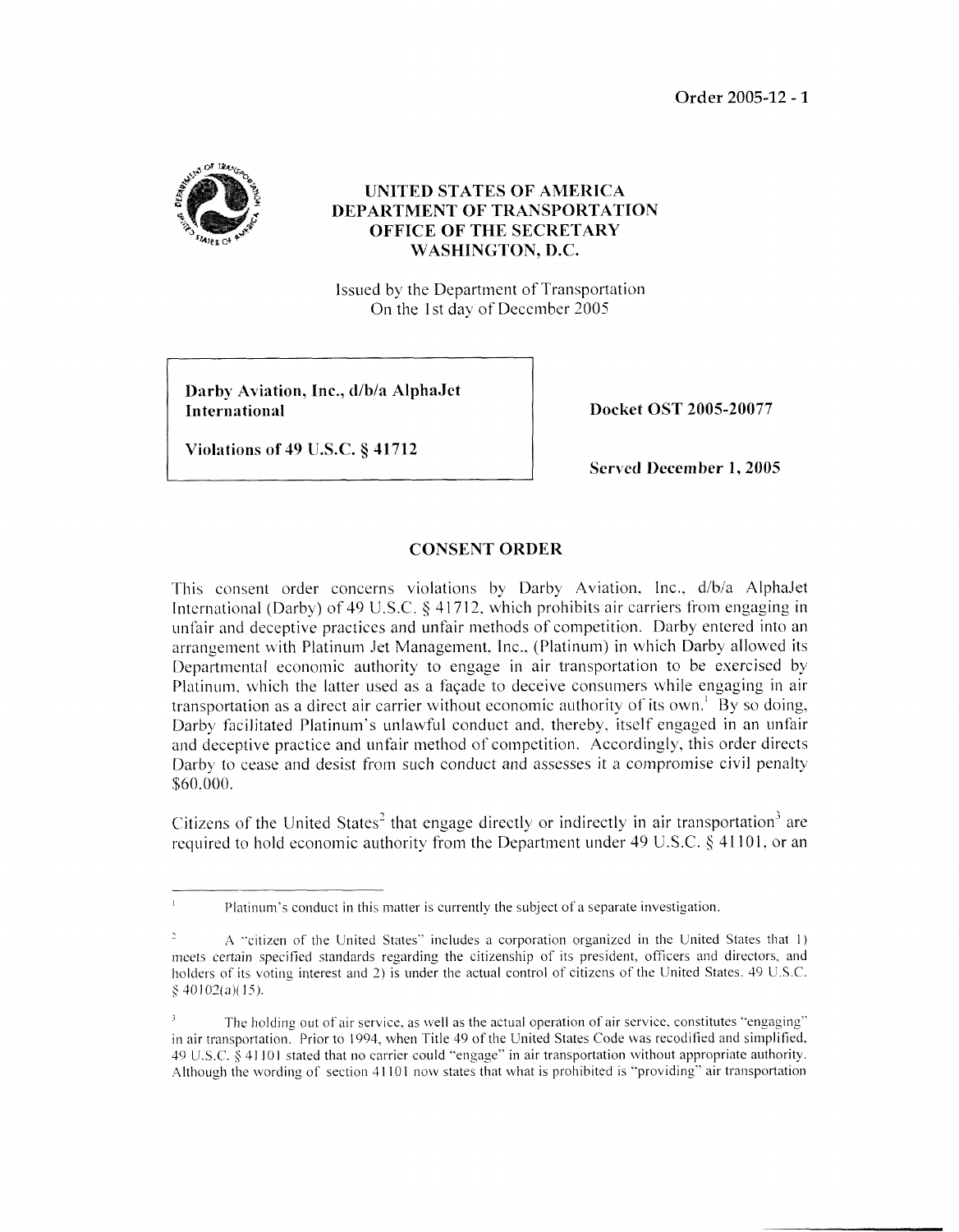Order 2005-12 - 1

# UNITED STATES OF AMERICA
# DEPARTMENT OF TRANSPORTATION
# OFFICE OF THE SECRETARY
# WASHINGTON, D.C.

Issued by the Department of Transportation
On the 1st day of December 2005

| | |
|---|---|
| **Darby Aviation, Inc., d/b/a AlphaJet International**<br><br>**Violations of 49 U.S.C. § 41712** | **Docket OST 2005-20077**<br><br>**Served December 1, 2005** |

## CONSENT ORDER

This consent order concerns violations by Darby Aviation, Inc., d/b/a AlphaJet International (Darby) of 49 U.S.C. § 41712, which prohibits air carriers from engaging in unfair and deceptive practices and unfair methods of competition. Darby entered into an arrangement with Platinum Jet Management, Inc., (Platinum) in which Darby allowed its Departmental economic authority to engage in air transportation to be exercised by Platinum, which the latter used as a façade to deceive consumers while engaging in air transportation as a direct air carrier without economic authority of its own.[1] By so doing, Darby facilitated Platinum's unlawful conduct and, thereby, itself engaged in an unfair and deceptive practice and unfair method of competition. Accordingly, this order directs Darby to cease and desist from such conduct and assesses it a compromise civil penalty $60,000.

Citizens of the United States[2] that engage directly or indirectly in air transportation[3] are required to hold economic authority from the Department under 49 U.S.C. § 41101, or an

---

[1] Platinum's conduct in this matter is currently the subject of a separate investigation.

[2] A "citizen of the United States" includes a corporation organized in the United States that 1) meets certain specified standards regarding the citizenship of its president, officers and directors, and holders of its voting interest and 2) is under the actual control of citizens of the United States. 49 U.S.C. § 40102(a)(15).

[3] The holding out of air service, as well as the actual operation of air service, constitutes "engaging" in air transportation. Prior to 1994, when Title 49 of the United States Code was recodified and simplified, 49 U.S.C. § 41101 stated that no carrier could "engage" in air transportation without appropriate authority. Although the wording of section 41101 now states that what is prohibited is "providing" air transportation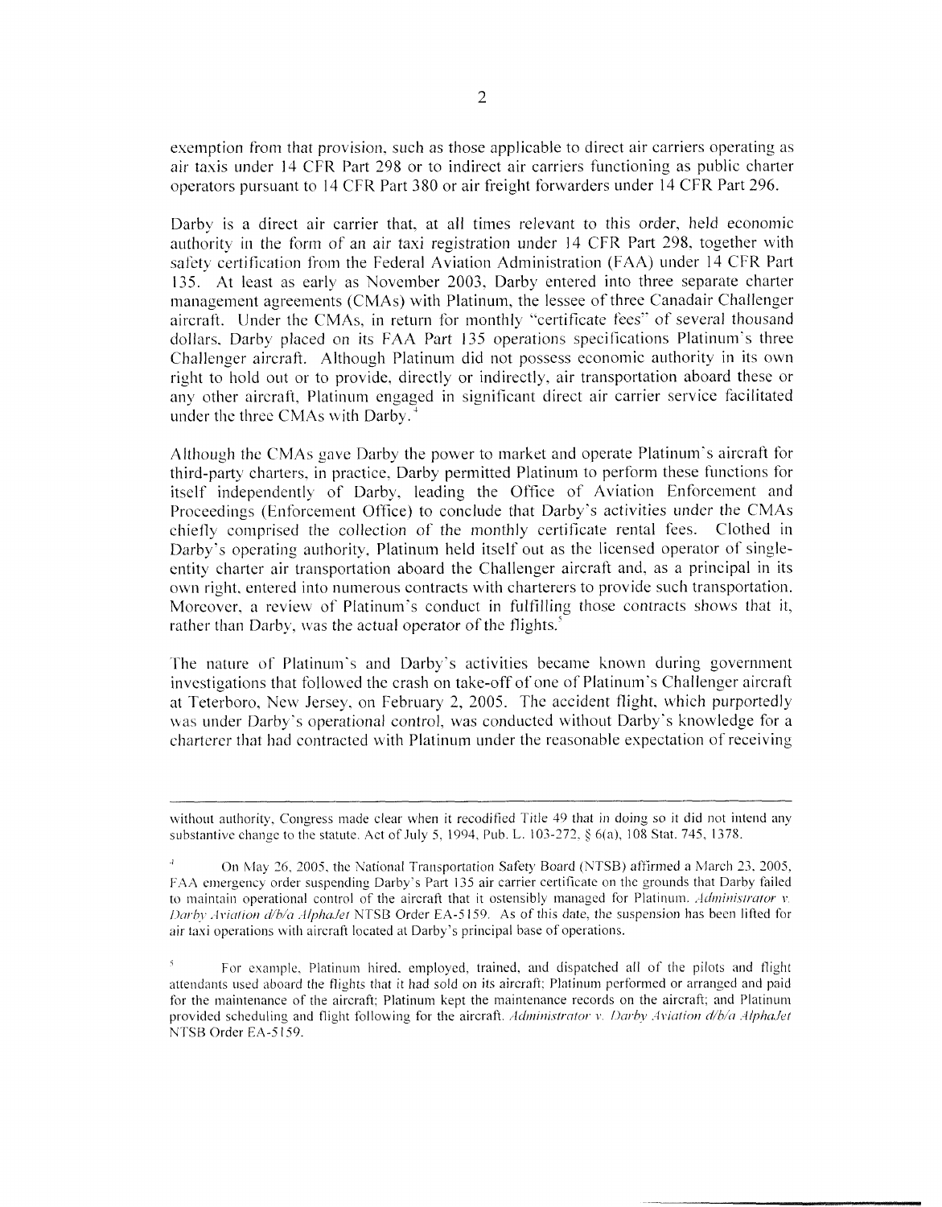exemption from that provision, such as those applicable to direct air carriers operating as air taxis under 14 CFR Part 298 or to indirect air carriers functioning as public charter operators pursuant to 14 CFR Part 380 or air freight forwarders under 14 CFR Part 296.

Darby is a direct air carrier that, at all times relevant to this order, held economic authority in the form of an air taxi registration under 14 CFR Part 298, together with safety certification from the Federal Aviation Administration (FAA) under 14 CFR Part 135. At least as early as November 2003, Darby entered into three separate charter management agreements (CMAs) with Platinum, the lessee of three Canadair Challenger aircraft. Under the CMAs, in return for monthly "certificate fees" of several thousand dollars, Darby placed on its FAA Part 135 operations specifications Platinum's three Challenger aircraft. Although Platinum did not possess economic authority in its own right to hold out or to provide, directly or indirectly, air transportation aboard these or any other aircraft, Platinum engaged in significant direct air carrier service facilitated under the three CMAs with Darby.[4]

Although the CMAs gave Darby the power to market and operate Platinum's aircraft for third-party charters, in practice, Darby permitted Platinum to perform these functions for itself independently of Darby, leading the Office of Aviation Enforcement and Proceedings (Enforcement Office) to conclude that Darby's activities under the CMAs chiefly comprised the collection of the monthly certificate rental fees. Clothed in Darby's operating authority, Platinum held itself out as the licensed operator of single-entity charter air transportation aboard the Challenger aircraft and, as a principal in its own right, entered into numerous contracts with charterers to provide such transportation. Moreover, a review of Platinum's conduct in fulfilling those contracts shows that it, rather than Darby, was the actual operator of the flights.[5]

The nature of Platinum's and Darby's activities became known during government investigations that followed the crash on take-off of one of Platinum's Challenger aircraft at Teterboro, New Jersey, on February 2, 2005. The accident flight, which purportedly was under Darby's operational control, was conducted without Darby's knowledge for a charterer that had contracted with Platinum under the reasonable expectation of receiving

---

without authority, Congress made clear when it recodified Title 49 that in doing so it did not intend any substantive change to the statute. Act of July 5, 1994, Pub. L. 103-272, § 6(a), 108 Stat. 745, 1378.

[4] On May 26, 2005, the National Transportation Safety Board (NTSB) affirmed a March 23, 2005, FAA emergency order suspending Darby's Part 135 air carrier certificate on the grounds that Darby failed to maintain operational control of the aircraft that it ostensibly managed for Platinum. *Administrator v. Darby Aviation d/b/a AlphaJet* NTSB Order EA-5159. As of this date, the suspension has been lifted for air taxi operations with aircraft located at Darby's principal base of operations.

[5] For example, Platinum hired, employed, trained, and dispatched all of the pilots and flight attendants used aboard the flights that it had sold on its aircraft; Platinum performed or arranged and paid for the maintenance of the aircraft; Platinum kept the maintenance records on the aircraft; and Platinum provided scheduling and flight following for the aircraft. *Administrator v. Darby Aviation d/b/a AlphaJet* NTSB Order EA-5159.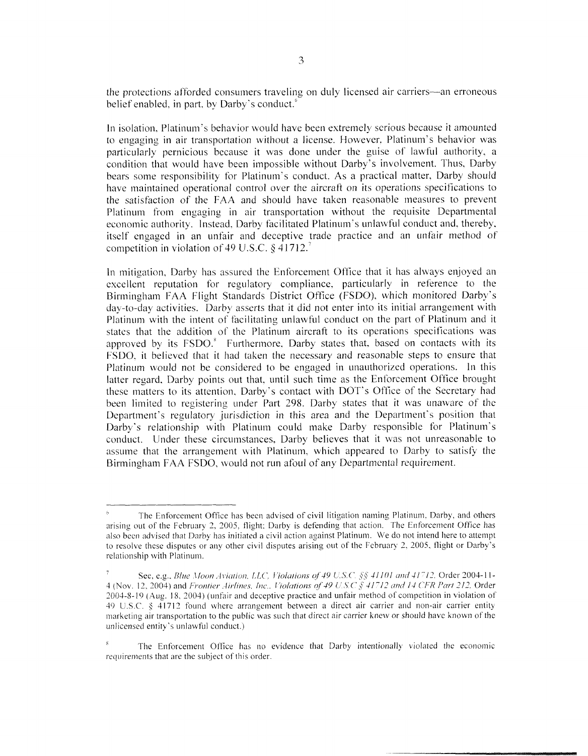the protections afforded consumers traveling on duly licensed air carriers—an erroneous belief enabled, in part, by Darby's conduct.[6]

In isolation, Platinum's behavior would have been extremely serious because it amounted to engaging in air transportation without a license. However, Platinum's behavior was particularly pernicious because it was done under the guise of lawful authority, a condition that would have been impossible without Darby's involvement. Thus, Darby bears some responsibility for Platinum's conduct. As a practical matter, Darby should have maintained operational control over the aircraft on its operations specifications to the satisfaction of the FAA and should have taken reasonable measures to prevent Platinum from engaging in air transportation without the requisite Departmental economic authority. Instead, Darby facilitated Platinum's unlawful conduct and, thereby, itself engaged in an unfair and deceptive trade practice and an unfair method of competition in violation of 49 U.S.C. § 41712.[7]

In mitigation, Darby has assured the Enforcement Office that it has always enjoyed an excellent reputation for regulatory compliance, particularly in reference to the Birmingham FAA Flight Standards District Office (FSDO), which monitored Darby's day-to-day activities. Darby asserts that it did not enter into its initial arrangement with Platinum with the intent of facilitating unlawful conduct on the part of Platinum and it states that the addition of the Platinum aircraft to its operations specifications was approved by its FSDO.[8] Furthermore, Darby states that, based on contacts with its FSDO, it believed that it had taken the necessary and reasonable steps to ensure that Platinum would not be considered to be engaged in unauthorized operations. In this latter regard, Darby points out that, until such time as the Enforcement Office brought these matters to its attention, Darby's contact with DOT's Office of the Secretary had been limited to registering under Part 298. Darby states that it was unaware of the Department's regulatory jurisdiction in this area and the Department's position that Darby's relationship with Platinum could make Darby responsible for Platinum's conduct. Under these circumstances, Darby believes that it was not unreasonable to assume that the arrangement with Platinum, which appeared to Darby to satisfy the Birmingham FAA FSDO, would not run afoul of any Departmental requirement.

---

[6] The Enforcement Office has been advised of civil litigation naming Platinum, Darby, and others arising out of the February 2, 2005, flight; Darby is defending that action. The Enforcement Office has also been advised that Darby has initiated a civil action against Platinum. We do not intend here to attempt to resolve these disputes or any other civil disputes arising out of the February 2, 2005, flight or Darby's relationship with Platinum.

[7] See, e.g., *Blue Moon Aviation, LLC, Violations of 49 U.S.C. §§ 41101 and 41712*, Order 2004-11-4 (Nov. 12, 2004) and *Frontier Airlines, Inc., Violations of 49 U.S.C § 41712 and 14 CFR Part 212*, Order 2004-8-19 (Aug. 18, 2004) (unfair and deceptive practice and unfair method of competition in violation of 49 U.S.C. § 41712 found where arrangement between a direct air carrier and non-air carrier entity marketing air transportation to the public was such that direct air carrier knew or should have known of the unlicensed entity's unlawful conduct.)

[8] The Enforcement Office has no evidence that Darby intentionally violated the economic requirements that are the subject of this order.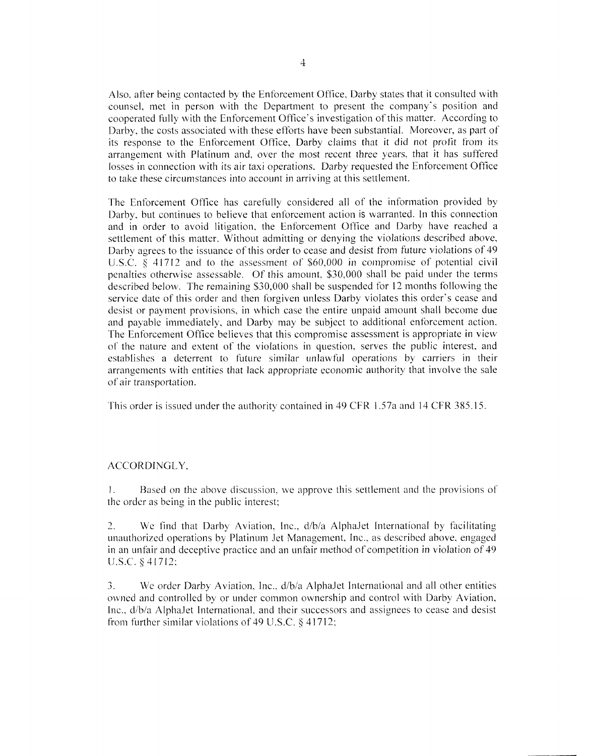Also, after being contacted by the Enforcement Office, Darby states that it consulted with counsel, met in person with the Department to present the company's position and cooperated fully with the Enforcement Office's investigation of this matter. According to Darby, the costs associated with these efforts have been substantial. Moreover, as part of its response to the Enforcement Office, Darby claims that it did not profit from its arrangement with Platinum and, over the most recent three years, that it has suffered losses in connection with its air taxi operations. Darby requested the Enforcement Office to take these circumstances into account in arriving at this settlement.

The Enforcement Office has carefully considered all of the information provided by Darby, but continues to believe that enforcement action is warranted. In this connection and in order to avoid litigation, the Enforcement Office and Darby have reached a settlement of this matter. Without admitting or denying the violations described above, Darby agrees to the issuance of this order to cease and desist from future violations of 49 U.S.C. § 41712 and to the assessment of $60,000 in compromise of potential civil penalties otherwise assessable. Of this amount, $30,000 shall be paid under the terms described below. The remaining $30,000 shall be suspended for 12 months following the service date of this order and then forgiven unless Darby violates this order's cease and desist or payment provisions, in which case the entire unpaid amount shall become due and payable immediately, and Darby may be subject to additional enforcement action. The Enforcement Office believes that this compromise assessment is appropriate in view of the nature and extent of the violations in question, serves the public interest, and establishes a deterrent to future similar unlawful operations by carriers in their arrangements with entities that lack appropriate economic authority that involve the sale of air transportation.

This order is issued under the authority contained in 49 CFR 1.57a and 14 CFR 385.15.

ACCORDINGLY,

1. Based on the above discussion, we approve this settlement and the provisions of the order as being in the public interest;

2. We find that Darby Aviation, Inc., d/b/a AlphaJet International by facilitating unauthorized operations by Platinum Jet Management, Inc., as described above, engaged in an unfair and deceptive practice and an unfair method of competition in violation of 49 U.S.C. § 41712;

3. We order Darby Aviation, Inc., d/b/a AlphaJet International and all other entities owned and controlled by or under common ownership and control with Darby Aviation, Inc., d/b/a AlphaJet International, and their successors and assignees to cease and desist from further similar violations of 49 U.S.C. § 41712;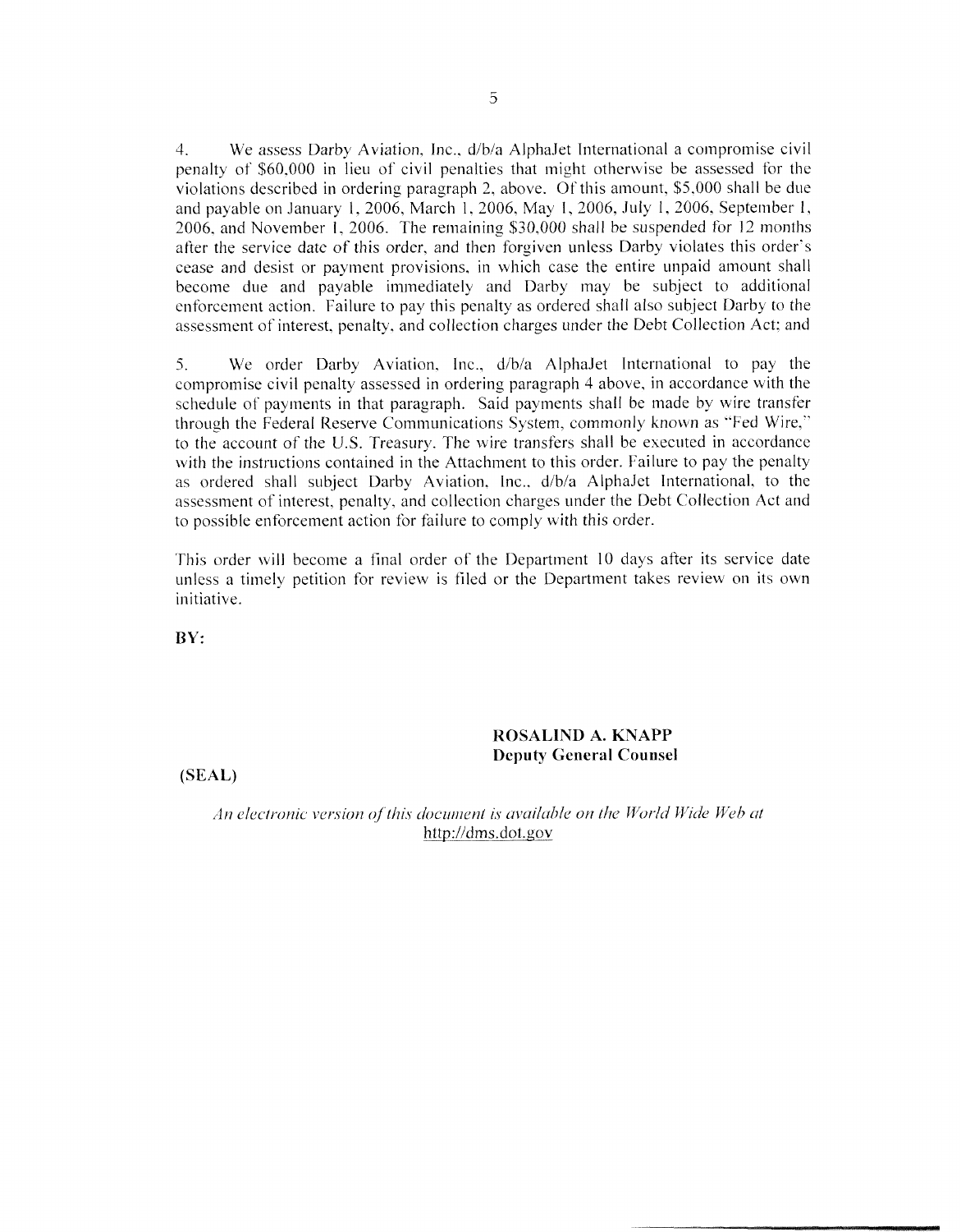4. We assess Darby Aviation, Inc., d/b/a AlphaJet International a compromise civil penalty of $60,000 in lieu of civil penalties that might otherwise be assessed for the violations described in ordering paragraph 2, above. Of this amount, $5,000 shall be due and payable on January 1, 2006, March 1, 2006, May 1, 2006, July 1, 2006, September 1, 2006, and November 1, 2006. The remaining $30,000 shall be suspended for 12 months after the service date of this order, and then forgiven unless Darby violates this order's cease and desist or payment provisions, in which case the entire unpaid amount shall become due and payable immediately and Darby may be subject to additional enforcement action. Failure to pay this penalty as ordered shall also subject Darby to the assessment of interest, penalty, and collection charges under the Debt Collection Act; and

5. We order Darby Aviation, Inc., d/b/a AlphaJet International to pay the compromise civil penalty assessed in ordering paragraph 4 above, in accordance with the schedule of payments in that paragraph. Said payments shall be made by wire transfer through the Federal Reserve Communications System, commonly known as "Fed Wire," to the account of the U.S. Treasury. The wire transfers shall be executed in accordance with the instructions contained in the Attachment to this order. Failure to pay the penalty as ordered shall subject Darby Aviation, Inc., d/b/a AlphaJet International, to the assessment of interest, penalty, and collection charges under the Debt Collection Act and to possible enforcement action for failure to comply with this order.

This order will become a final order of the Department 10 days after its service date unless a timely petition for review is filed or the Department takes review on its own initiative.

**BY:**

**ROSALIND A. KNAPP**
**Deputy General Counsel**

**(SEAL)**

*An electronic version of this document is available on the World Wide Web at* http://dms.dot.gov